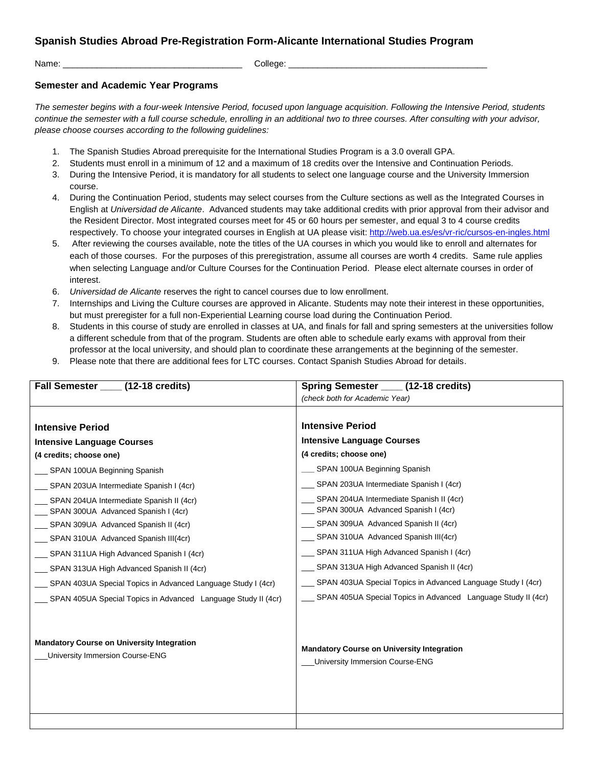## Spanish Studies Abroad Pre-Registration Form-Alicante International Studies Program

Name: ___________________________________ College: ________________________________________

### Semester and Academic Year Programs

*The semester begins with a four-week Intensive Period, focused upon language acquisition. Following the Intensive Period, students continue the semester with a full course schedule, enrolling in an additional two to three courses. After consulting with your advisor, please choose courses according to the following guidelines:*

1. The Spanish Studies Abroad prerequisite for the International Studies Program is a 3.0 overall GPA.
2. Students must enroll in a minimum of 12 and a maximum of 18 credits over the Intensive and Continuation Periods.
3. During the Intensive Period, it is mandatory for all students to select one language course and the University Immersion course.
4. During the Continuation Period, students may select courses from the Culture sections as well as the Integrated Courses in English at *Universidad de Alicante*. Advanced students may take additional credits with prior approval from their advisor and the Resident Director. Most integrated courses meet for 45 or 60 hours per semester, and equal 3 to 4 course credits respectively. To choose your integrated courses in English at UA please visit: [http://web.ua.es/es/vr-ric/cursos-en-ingles.html](http://web.ua.es/es/vr-ric/cursos-en-ingles.html)
5. After reviewing the courses available, note the titles of the UA courses in which you would like to enroll and alternates for each of those courses. For the purposes of this preregistration, assume all courses are worth 4 credits. Same rule applies when selecting Language and/or Culture Courses for the Continuation Period. Please elect alternate courses in order of interest.
6. *Universidad de Alicante* reserves the right to cancel courses due to low enrollment.
7. Internships and Living the Culture courses are approved in Alicante. Students may note their interest in these opportunities, but must preregister for a full non-Experiential Learning course load during the Continuation Period.
8. Students in this course of study are enrolled in classes at UA, and finals for fall and spring semesters at the universities follow a different schedule from that of the program. Students are often able to schedule early exams with approval from their professor at the local university, and should plan to coordinate these arrangements at the beginning of the semester.
9. Please note that there are additional fees for LTC courses. Contact Spanish Studies Abroad for details.

| **Fall Semester ____ (12-18 credits)** | **Spring Semester ____ (12-18 credits)**<br>*(check both for Academic Year)* |
|---|---|
| **Intensive Period**<br>**Intensive Language Courses**<br>**(4 credits; choose one)**<br>___ SPAN 100UA Beginning Spanish<br>___ SPAN 203UA Intermediate Spanish I (4cr)<br>___ SPAN 204UA Intermediate Spanish II (4cr)<br>___ SPAN 300UA Advanced Spanish I (4cr)<br>___ SPAN 309UA Advanced Spanish II (4cr)<br>___ SPAN 310UA Advanced Spanish III(4cr)<br>___ SPAN 311UA High Advanced Spanish I (4cr)<br>___ SPAN 313UA High Advanced Spanish II (4cr)<br>___ SPAN 403UA Special Topics in Advanced Language Study I (4cr)<br>___ SPAN 405UA Special Topics in Advanced Language Study II (4cr)<br><br>**Mandatory Course on University Integration**<br>___University Immersion Course-ENG | **Intensive Period**<br>**Intensive Language Courses**<br>**(4 credits; choose one)**<br>___ SPAN 100UA Beginning Spanish<br>___ SPAN 203UA Intermediate Spanish I (4cr)<br>___ SPAN 204UA Intermediate Spanish II (4cr)<br>___ SPAN 300UA Advanced Spanish I (4cr)<br>___ SPAN 309UA Advanced Spanish II (4cr)<br>___ SPAN 310UA Advanced Spanish III(4cr)<br>___ SPAN 311UA High Advanced Spanish I (4cr)<br>___ SPAN 313UA High Advanced Spanish II (4cr)<br>___ SPAN 403UA Special Topics in Advanced Language Study I (4cr)<br>___ SPAN 405UA Special Topics in Advanced Language Study II (4cr)<br><br>**Mandatory Course on University Integration**<br>___University Immersion Course-ENG |
| | |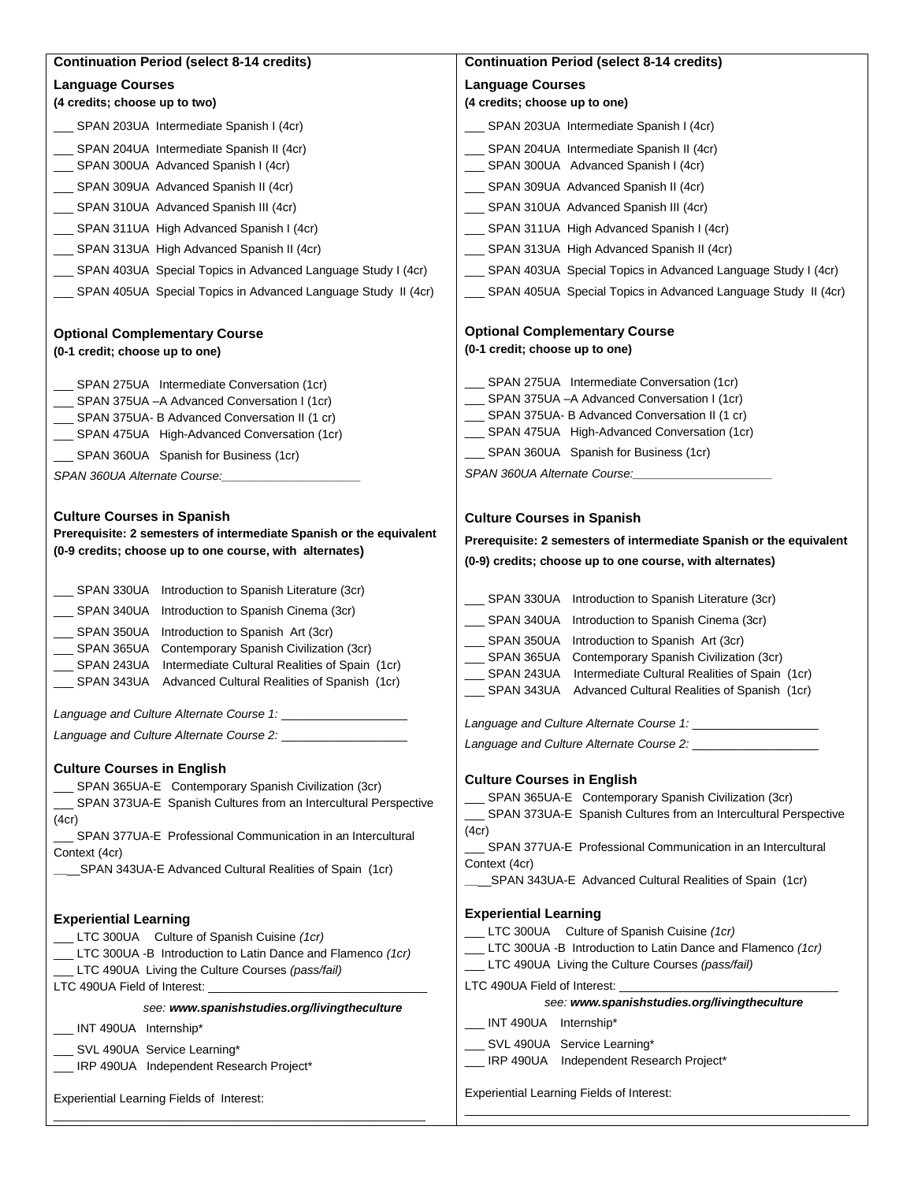## Continuation Period (select 8-14 credits)

### Language Courses
**(4 credits; choose up to two)**

___ SPAN 203UA Intermediate Spanish I (4cr)

___ SPAN 204UA Intermediate Spanish II (4cr)
___ SPAN 300UA Advanced Spanish I (4cr)

___ SPAN 309UA Advanced Spanish II (4cr)

___ SPAN 310UA Advanced Spanish III (4cr)

___ SPAN 311UA High Advanced Spanish I (4cr)

___ SPAN 313UA High Advanced Spanish II (4cr)

___ SPAN 403UA Special Topics in Advanced Language Study I (4cr)

___ SPAN 405UA Special Topics in Advanced Language Study II (4cr)

### Optional Complementary Course
**(0-1 credit; choose up to one)**

___ SPAN 275UA Intermediate Conversation (1cr)
___ SPAN 375UA –A Advanced Conversation I (1cr)
___ SPAN 375UA- B Advanced Conversation II (1 cr)
___ SPAN 475UA High-Advanced Conversation (1cr)

___ SPAN 360UA Spanish for Business (1cr)

*SPAN 360UA Alternate Course:____________________*

### Culture Courses in Spanish
**Prerequisite: 2 semesters of intermediate Spanish or the equivalent**
**(0-9 credits; choose up to one course, with alternates)**

___ SPAN 330UA Introduction to Spanish Literature (3cr)

___ SPAN 340UA Introduction to Spanish Cinema (3cr)

___ SPAN 350UA Introduction to Spanish Art (3cr)
___ SPAN 365UA Contemporary Spanish Civilization (3cr)
___ SPAN 243UA Intermediate Cultural Realities of Spain (1cr)
___ SPAN 343UA Advanced Cultural Realities of Spanish (1cr)

*Language and Culture Alternate Course 1:* __________________

*Language and Culture Alternate Course 2:* __________________

### Culture Courses in English
___ SPAN 365UA-E Contemporary Spanish Civilization (3cr)
___ SPAN 373UA-E Spanish Cultures from an Intercultural Perspective (4cr)
___ SPAN 377UA-E Professional Communication in an Intercultural Context (4cr)
___ SPAN 343UA-E Advanced Cultural Realities of Spain (1cr)

### Experiential Learning
___ LTC 300UA Culture of Spanish Cuisine *(1cr)*
___ LTC 300UA -B Introduction to Latin Dance and Flamenco *(1cr)*
___ LTC 490UA Living the Culture Courses *(pass/fail)*
LTC 490UA Field of Interest: ________________________________

*see:* ***www.spanishstudies.org/livingtheculture***

___ INT 490UA Internship*

___ SVL 490UA Service Learning*
___ IRP 490UA Independent Research Project*

Experiential Learning Fields of Interest:
________________________________________________________

## Continuation Period (select 8-14 credits)

### Language Courses
**(4 credits; choose up to one)**

___ SPAN 203UA Intermediate Spanish I (4cr)

___ SPAN 204UA Intermediate Spanish II (4cr)
___ SPAN 300UA Advanced Spanish I (4cr)

___ SPAN 309UA Advanced Spanish II (4cr)

___ SPAN 310UA Advanced Spanish III (4cr)

___ SPAN 311UA High Advanced Spanish I (4cr)

___ SPAN 313UA High Advanced Spanish II (4cr)

___ SPAN 403UA Special Topics in Advanced Language Study I (4cr)

___ SPAN 405UA Special Topics in Advanced Language Study II (4cr)

### Optional Complementary Course
**(0-1 credit; choose up to one)**

___ SPAN 275UA Intermediate Conversation (1cr)
___ SPAN 375UA –A Advanced Conversation I (1cr)
___ SPAN 375UA- B Advanced Conversation II (1 cr)
___ SPAN 475UA High-Advanced Conversation (1cr)

___ SPAN 360UA Spanish for Business (1cr)

*SPAN 360UA Alternate Course:____________________*

### Culture Courses in Spanish
**Prerequisite: 2 semesters of intermediate Spanish or the equivalent**
**(0-9) credits; choose up to one course, with alternates)**

___ SPAN 330UA Introduction to Spanish Literature (3cr)

___ SPAN 340UA Introduction to Spanish Cinema (3cr)

___ SPAN 350UA Introduction to Spanish Art (3cr)
___ SPAN 365UA Contemporary Spanish Civilization (3cr)
___ SPAN 243UA Intermediate Cultural Realities of Spain (1cr)
___ SPAN 343UA Advanced Cultural Realities of Spanish (1cr)

*Language and Culture Alternate Course 1:* __________________

*Language and Culture Alternate Course 2:* __________________

### Culture Courses in English
___ SPAN 365UA-E Contemporary Spanish Civilization (3cr)
___ SPAN 373UA-E Spanish Cultures from an Intercultural Perspective (4cr)
___ SPAN 377UA-E Professional Communication in an Intercultural Context (4cr)
___ SPAN 343UA-E Advanced Cultural Realities of Spain (1cr)

### Experiential Learning
___ LTC 300UA Culture of Spanish Cuisine *(1cr)*
___ LTC 300UA -B Introduction to Latin Dance and Flamenco *(1cr)*
___ LTC 490UA Living the Culture Courses *(pass/fail)*

LTC 490UA Field of Interest: ________________________________

*see:* ***www.spanishstudies.org/livingtheculture***

___ INT 490UA Internship*

___ SVL 490UA Service Learning*
___ IRP 490UA Independent Research Project*

Experiential Learning Fields of Interest:

________________________________________________________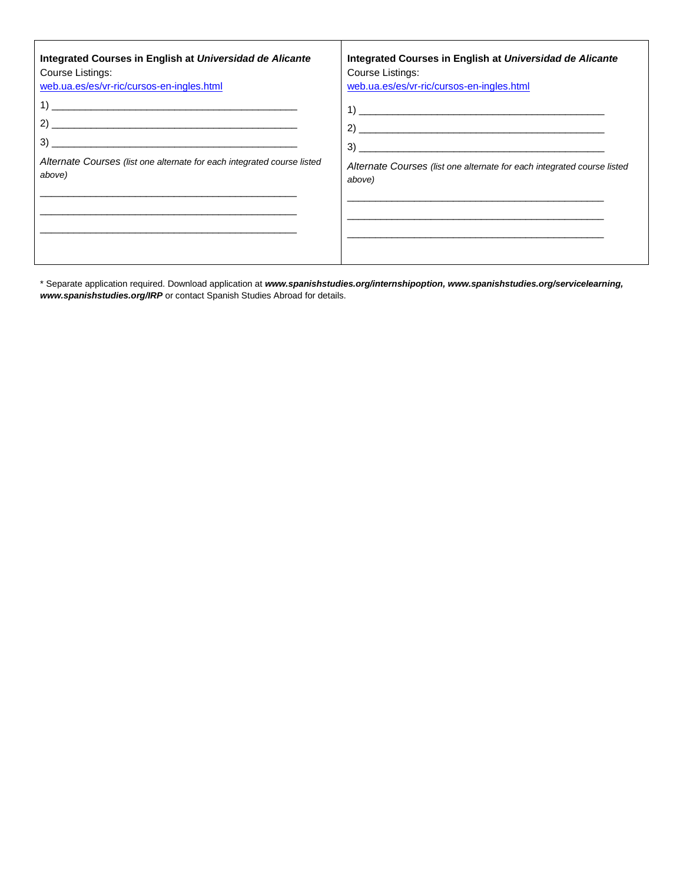| | |
|---|---|
| **Integrated Courses in English at *Universidad de Alicante***<br>Course Listings:<br>[web.ua.es/es/vr-ric/cursos-en-ingles.html](web.ua.es/es/vr-ric/cursos-en-ingles.html)<br>1) ___________________________________________<br>2) ___________________________________________<br>3) ___________________________________________<br>*Alternate Courses (list one alternate for each integrated course listed above)*<br>_____________________________________________<br>_____________________________________________<br>_____________________________________________ | **Integrated Courses in English at *Universidad de Alicante***<br>Course Listings:<br>[web.ua.es/es/vr-ric/cursos-en-ingles.html](web.ua.es/es/vr-ric/cursos-en-ingles.html)<br>1) ___________________________________________<br>2) ___________________________________________<br>3) ___________________________________________<br>*Alternate Courses (list one alternate for each integrated course listed above)*<br>_____________________________________________<br>_____________________________________________<br>_____________________________________________ |

* Separate application required. Download application at ***www.spanishstudies.org/internshipoption, www.spanishstudies.org/servicelearning, www.spanishstudies.org/IRP*** or contact Spanish Studies Abroad for details.